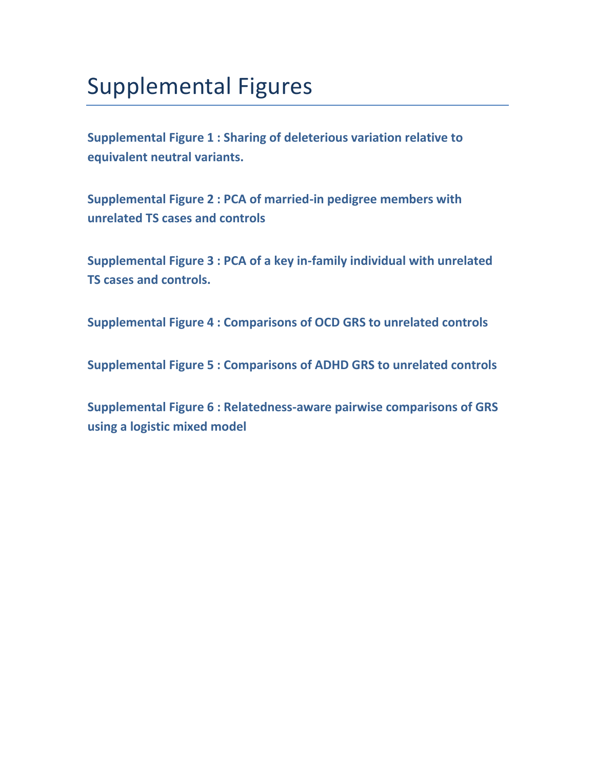# Supplemental Figures

**Supplemental Figure 1 : Sharing of deleterious variation relative to equivalent neutral variants.**

**Supplemental Figure 2 : PCA of married-in pedigree members with unrelated TS cases and controls**

**Supplemental Figure 3 : PCA of a key in-family individual with unrelated TS cases and controls.**

**Supplemental Figure 4 : Comparisons of OCD GRS to unrelated controls**

**Supplemental Figure 5 : Comparisons of ADHD GRS to unrelated controls**

**Supplemental Figure 6 : Relatedness-aware pairwise comparisons of GRS using a logistic mixed model**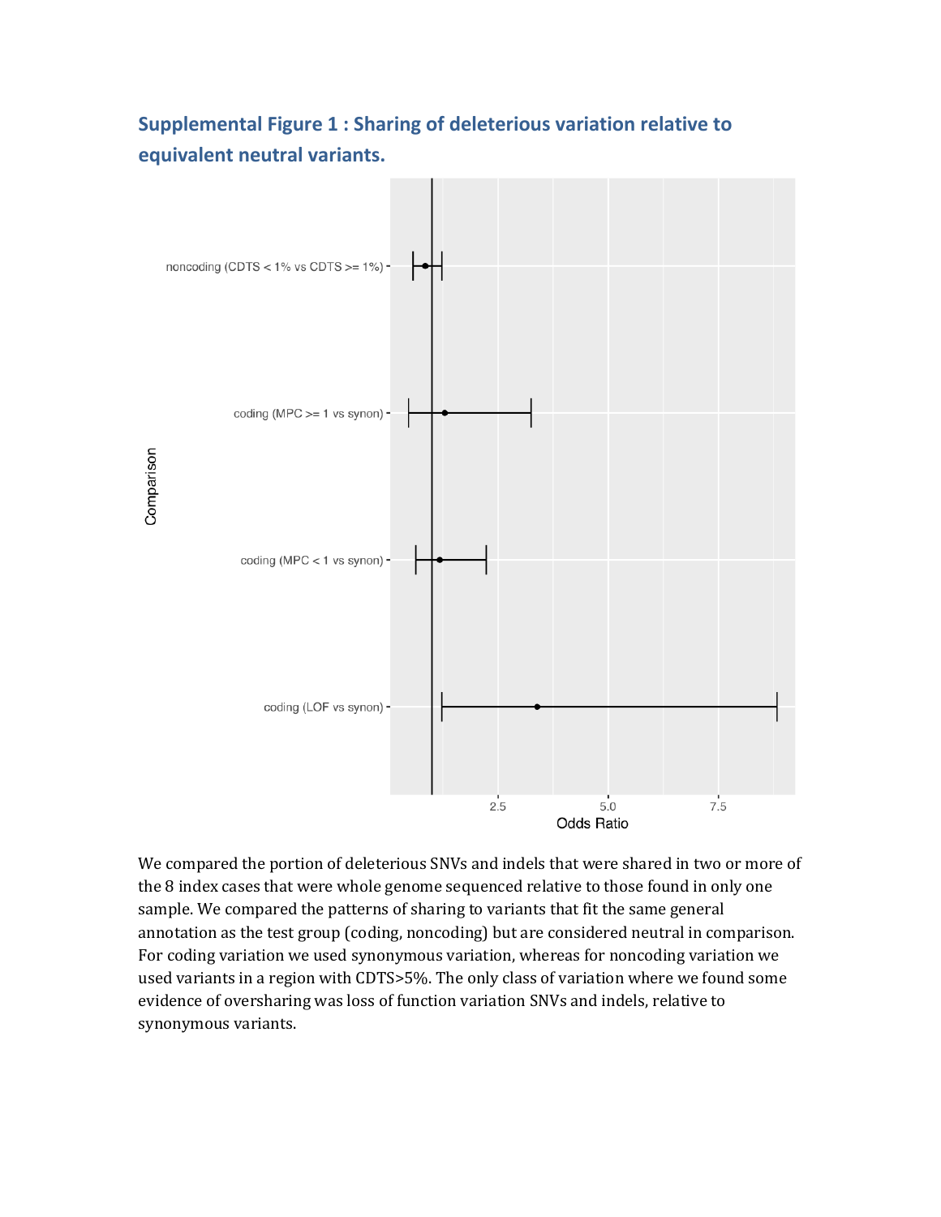## Supplemental Figure 1 : Sharing of deleterious variation relative to equivalent neutral variants.

noncoding (CDTS < 1% vs CDTS >= 1%)

coding (MPC >= 1 vs synon)

coding (MPC < 1 vs synon)

coding (LOF vs synon)

Comparison

2.5

5.0

7.5

Odds Ratio

We compared the portion of deleterious SNVs and indels that were shared in two or more of the 8 index cases that were whole genome sequenced relative to those found in only one sample. We compared the patterns of sharing to variants that fit the same general annotation as the test group (coding, noncoding) but are considered neutral in comparison. For coding variation we used synonymous variation, whereas for noncoding variation we used variants in a region with CDTS>5%. The only class of variation where we found some evidence of oversharing was loss of function variation SNVs and indels, relative to synonymous variants.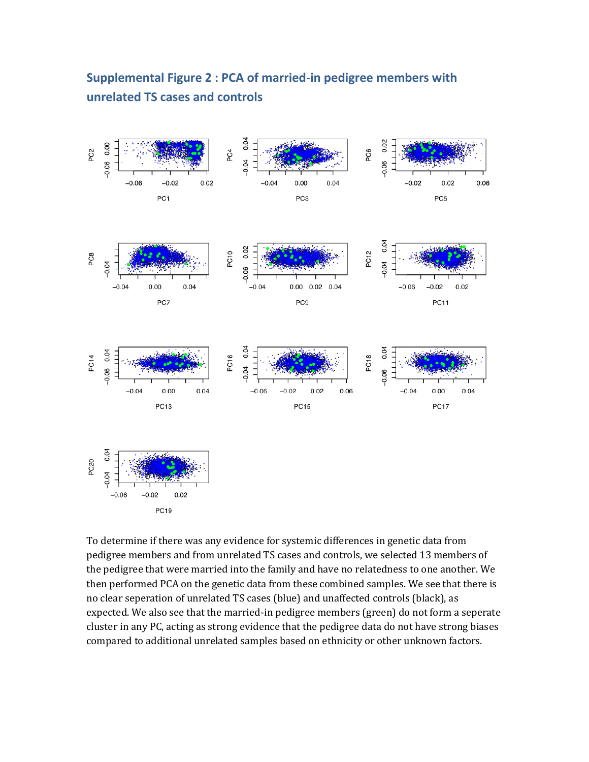## Supplemental Figure 2 : PCA of married-in pedigree members with unrelated TS cases and controls

PC2
0.00
-0.06
-0.06
-0.02
0.02
PC1

PC4
0.04
-0.04
-0.04
0.00
0.04
PC3

PC6
0.02
-0.06
-0.02
0.02
0.06
PC5

PC8
-0.04
-0.04
0.00
0.04
PC7

PC10
0.02
-0.06
-0.04
0.00
0.02
0.04
PC9

PC12
0.04
-0.04
-0.06
-0.02
0.02
PC11

PC14
0.04
-0.06
-0.04
0.00
0.04
PC13

PC16
0.04
-0.04
-0.06
-0.02
0.02
0.06
PC15

PC18
0.04
-0.06
-0.04
0.00
0.04
PC17

PC20
0.04
-0.04
-0.06
-0.02
0.02
PC19

To determine if there was any evidence for systemic differences in genetic data from pedigree members and from unrelated TS cases and controls, we selected 13 members of the pedigree that were married into the family and have no relatedness to one another. We then performed PCA on the genetic data from these combined samples. We see that there is no clear seperation of unrelated TS cases (blue) and unaffected controls (black), as expected. We also see that the married-in pedigree members (green) do not form a seperate cluster in any PC, acting as strong evidence that the pedigree data do not have strong biases compared to additional unrelated samples based on ethnicity or other unknown factors.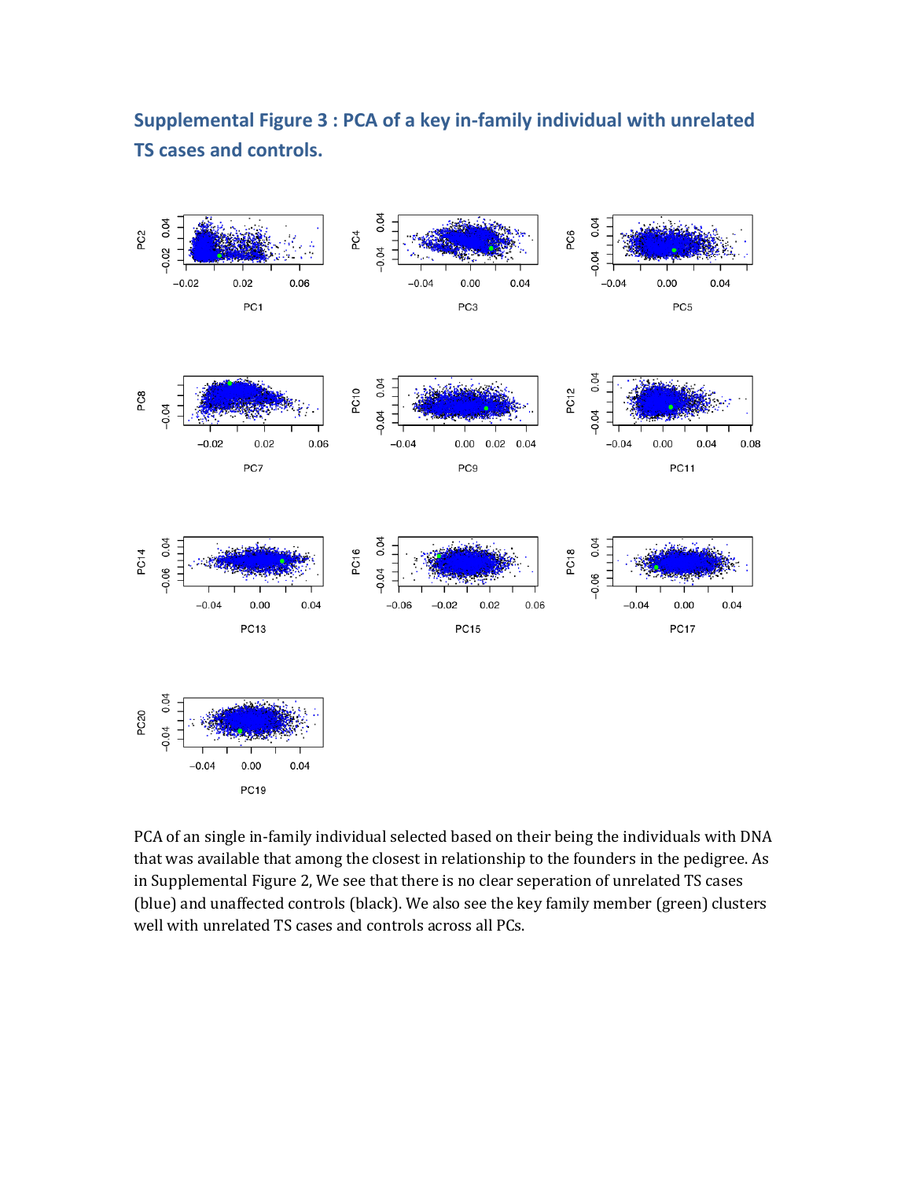## Supplemental Figure 3 : PCA of a key in-family individual with unrelated TS cases and controls.

PCA of an single in-family individual selected based on their being the individuals with DNA that was available that among the closest in relationship to the founders in the pedigree. As in Supplemental Figure 2, We see that there is no clear seperation of unrelated TS cases (blue) and unaffected controls (black). We also see the key family member (green) clusters well with unrelated TS cases and controls across all PCs.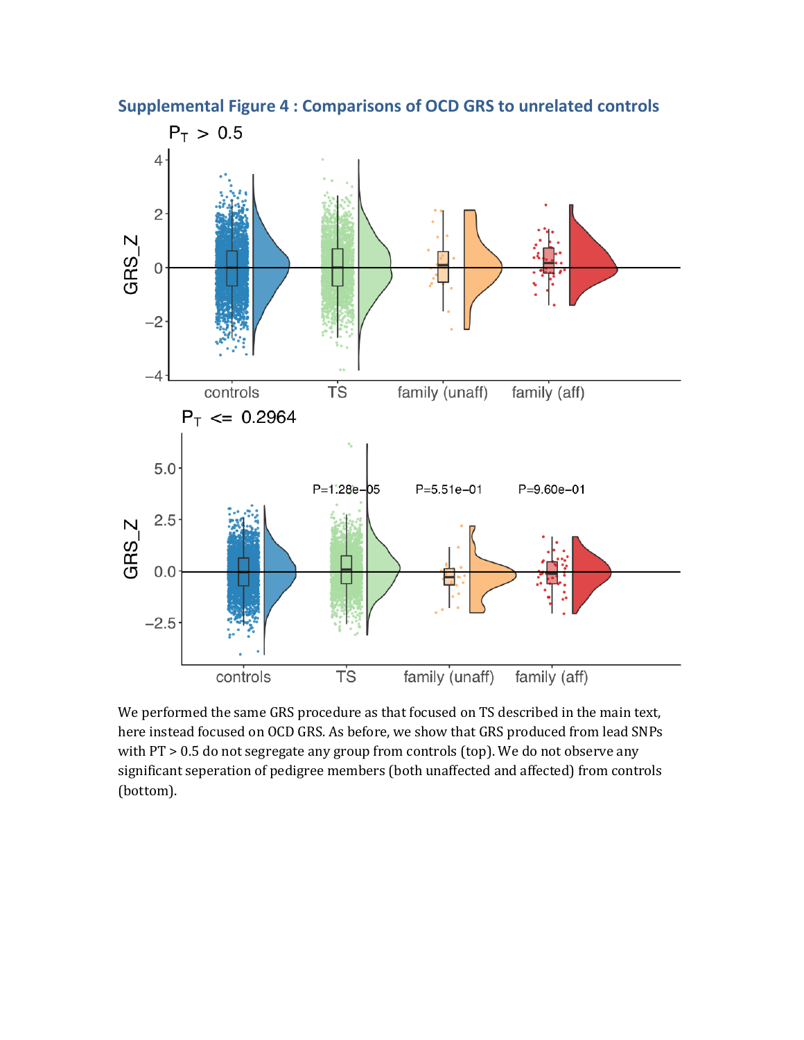## Supplemental Figure 4 : Comparisons of OCD GRS to unrelated controls

$P_T$ > 0.5

GRS_Z

4
2
0
−2
−4

controls
TS
family (unaff)
family (aff)

$P_T$ <= 0.2964

GRS_Z

5.0
2.5
0.0
−2.5

P=1.28e−05
P=5.51e−01
P=9.60e−01

controls
TS
family (unaff)
family (aff)

We performed the same GRS procedure as that focused on TS described in the main text, here instead focused on OCD GRS. As before, we show that GRS produced from lead SNPs with PT > 0.5 do not segregate any group from controls (top). We do not observe any significant seperation of pedigree members (both unaffected and affected) from controls (bottom).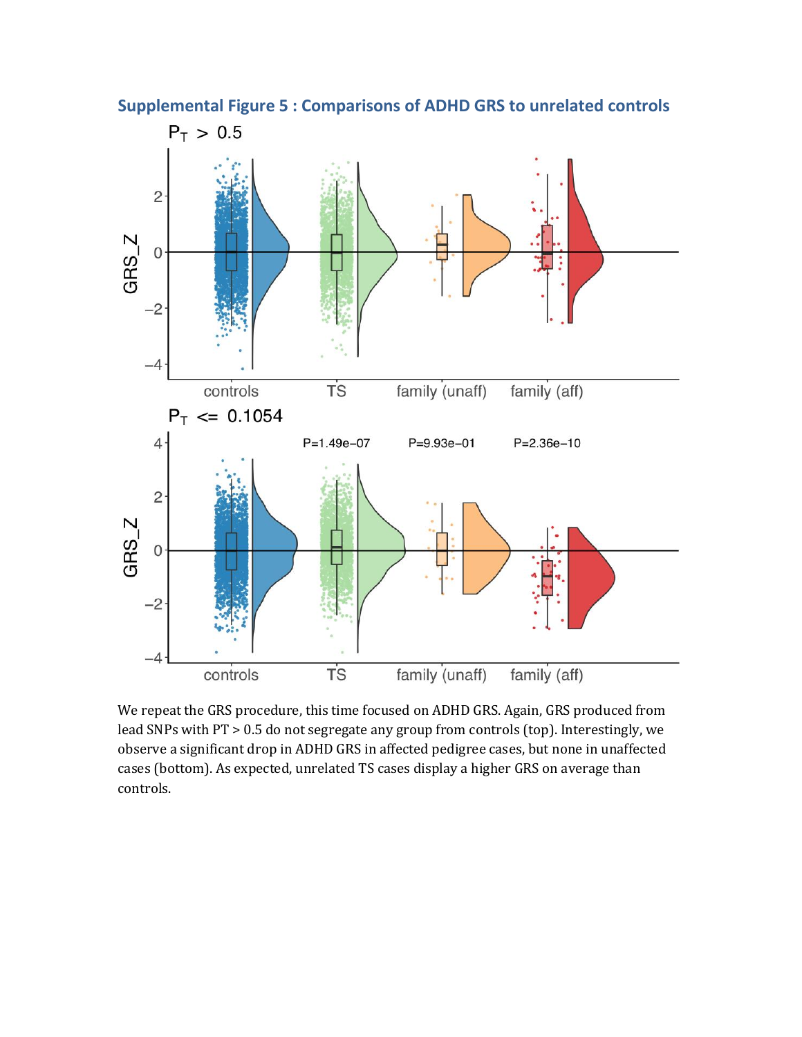## Supplemental Figure 5 : Comparisons of ADHD GRS to unrelated controls

$P_T > 0.5$

GRS_Z

controls

TS

family (unaff)

family (aff)

$P_T <= 0.1054$

P=1.49e−07

P=9.93e−01

P=2.36e−10

GRS_Z

controls

TS

family (unaff)

family (aff)

We repeat the GRS procedure, this time focused on ADHD GRS. Again, GRS produced from lead SNPs with PT > 0.5 do not segregate any group from controls (top). Interestingly, we observe a significant drop in ADHD GRS in affected pedigree cases, but none in unaffected cases (bottom). As expected, unrelated TS cases display a higher GRS on average than controls.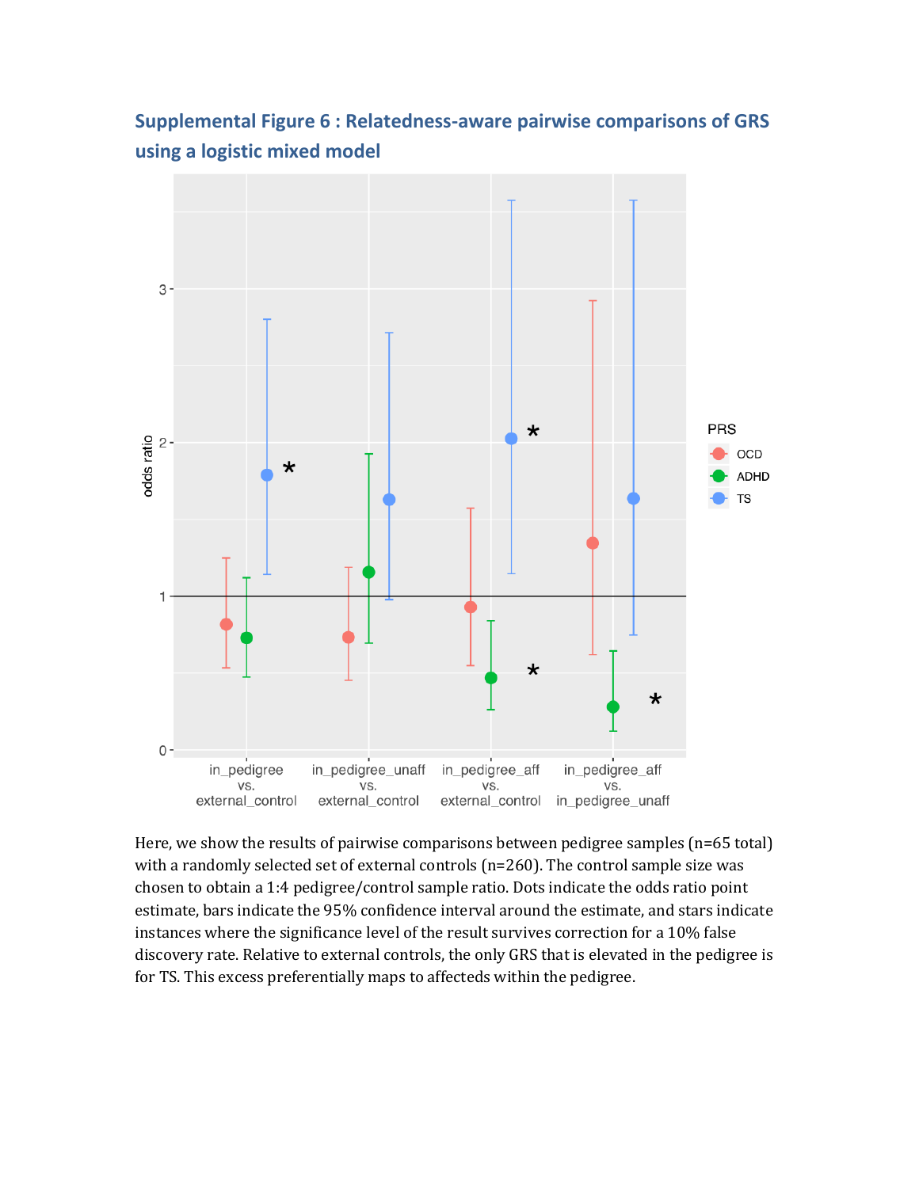## Supplemental Figure 6 : Relatedness-aware pairwise comparisons of GRS using a logistic mixed model

odds ratio

0
1
2
3

in_pedigree vs. external_control

in_pedigree_unaff vs. external_control

in_pedigree_aff vs. external_control

in_pedigree_aff vs. in_pedigree_unaff

PRS
OCD
ADHD
TS

*
*
*
*

Here, we show the results of pairwise comparisons between pedigree samples (n=65 total) with a randomly selected set of external controls (n=260). The control sample size was chosen to obtain a 1:4 pedigree/control sample ratio. Dots indicate the odds ratio point estimate, bars indicate the 95% confidence interval around the estimate, and stars indicate instances where the significance level of the result survives correction for a 10% false discovery rate. Relative to external controls, the only GRS that is elevated in the pedigree is for TS. This excess preferentially maps to affecteds within the pedigree.